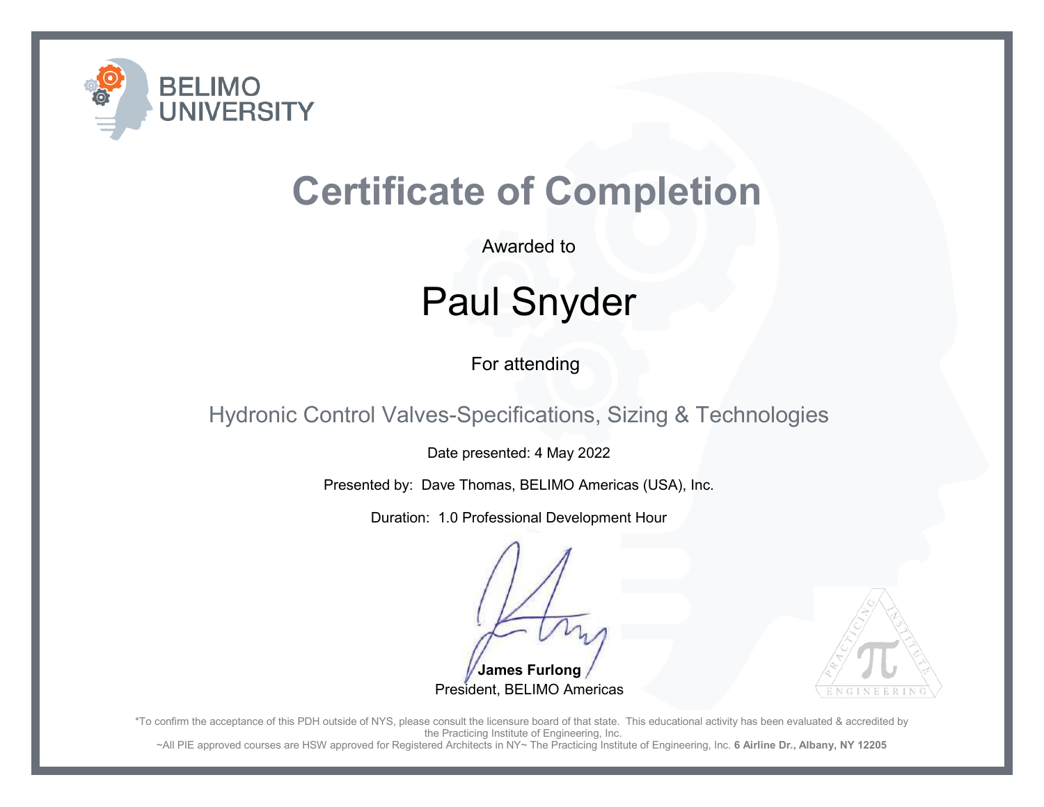BELIMO UNIVERSITY

# Certificate of Completion

Awarded to

## Paul Snyder

For attending

### Hydronic Control Valves-Specifications, Sizing & Technologies

Date presented: 4 May 2022

Presented by: Dave Thomas, BELIMO Americas (USA), Inc.

Duration: 1.0 Professional Development Hour

**James Furlong**
President, BELIMO Americas

PRACTICING INSTITUTE ENGINEERING

*To confirm the acceptance of this PDH outside of NYS, please consult the licensure board of that state. This educational activity has been evaluated & accredited by the Practicing Institute of Engineering, Inc.

~All PIE approved courses are HSW approved for Registered Architects in NY~ The Practicing Institute of Engineering, Inc. **6 Airline Dr., Albany, NY 12205**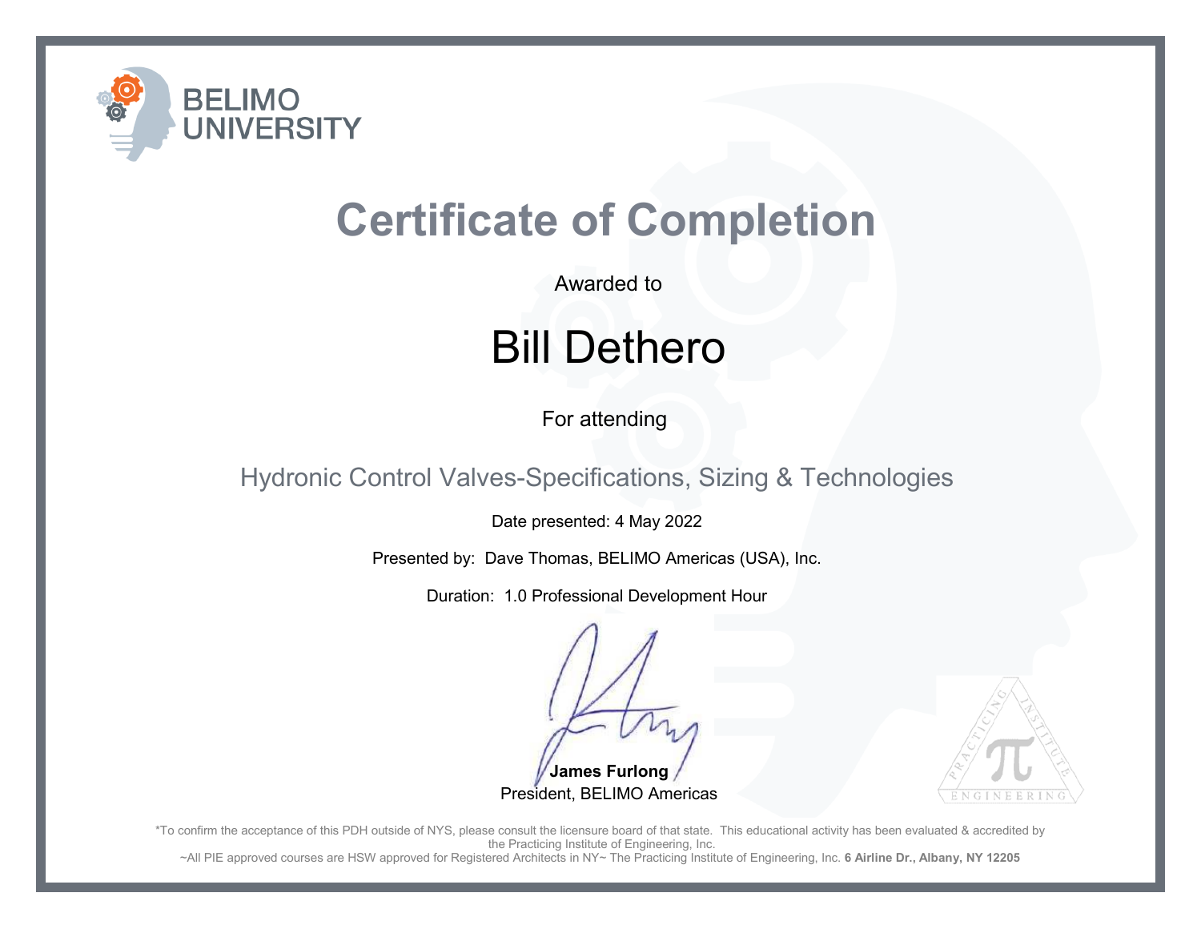BELIMO UNIVERSITY

# Certificate of Completion

Awarded to

## Bill Dethero

For attending

Hydronic Control Valves-Specifications, Sizing & Technologies

Date presented: 4 May 2022

Presented by: Dave Thomas, BELIMO Americas (USA), Inc.

Duration: 1.0 Professional Development Hour

**James Furlong**
President, BELIMO Americas

PRACTICING INSTITUTE π ENGINEERING

*To confirm the acceptance of this PDH outside of NYS, please consult the licensure board of that state. This educational activity has been evaluated & accredited by the Practicing Institute of Engineering, Inc.
~All PIE approved courses are HSW approved for Registered Architects in NY~ The Practicing Institute of Engineering, Inc. **6 Airline Dr., Albany, NY 12205**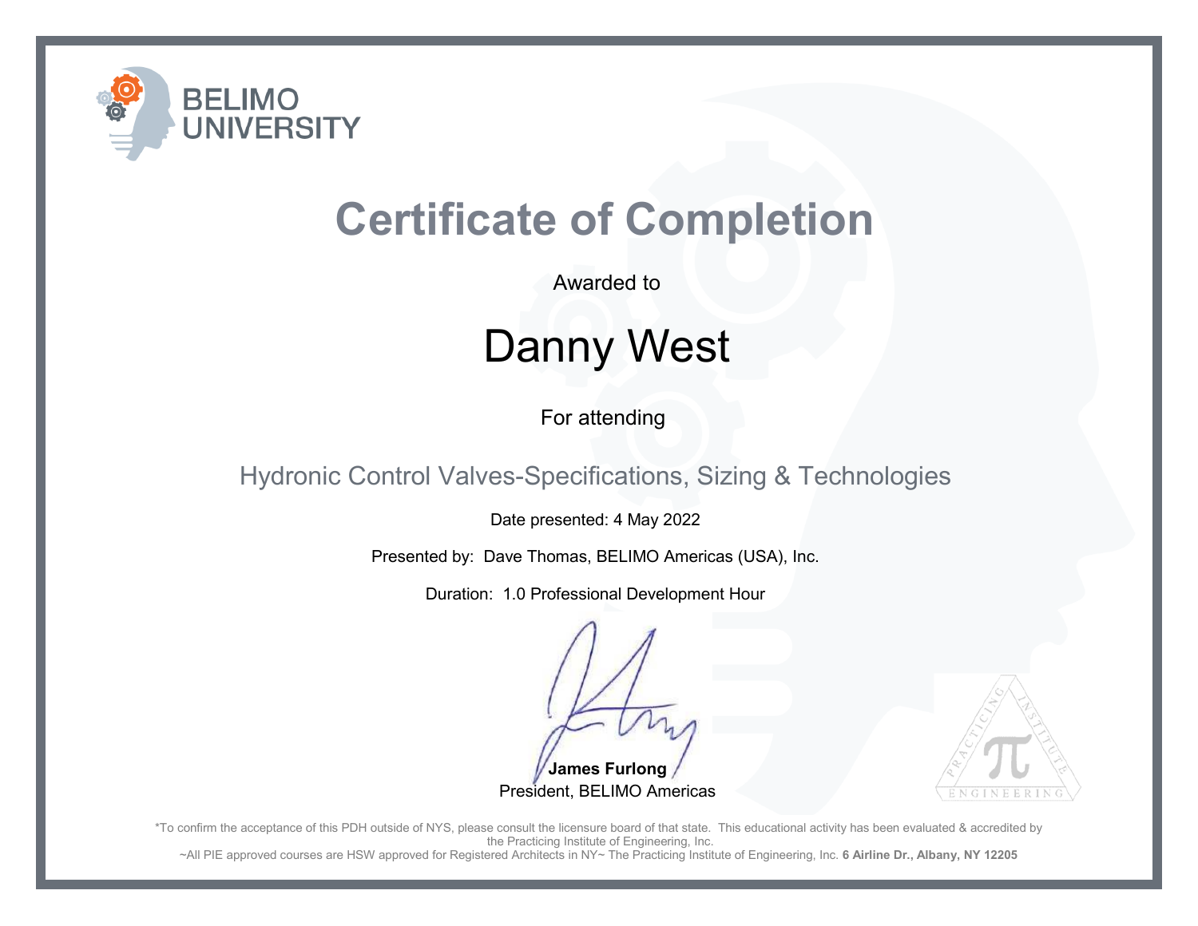BELIMO UNIVERSITY

# Certificate of Completion

Awarded to

## Danny West

For attending

### Hydronic Control Valves-Specifications, Sizing & Technologies

Date presented: 4 May 2022

Presented by: Dave Thomas, BELIMO Americas (USA), Inc.

Duration: 1.0 Professional Development Hour

**James Furlong**
President, BELIMO Americas

PRACTICING INSTITUTE ENGINEERING

*To confirm the acceptance of this PDH outside of NYS, please consult the licensure board of that state. This educational activity has been evaluated & accredited by the Practicing Institute of Engineering, Inc.

~All PIE approved courses are HSW approved for Registered Architects in NY~ The Practicing Institute of Engineering, Inc. **6 Airline Dr., Albany, NY 12205**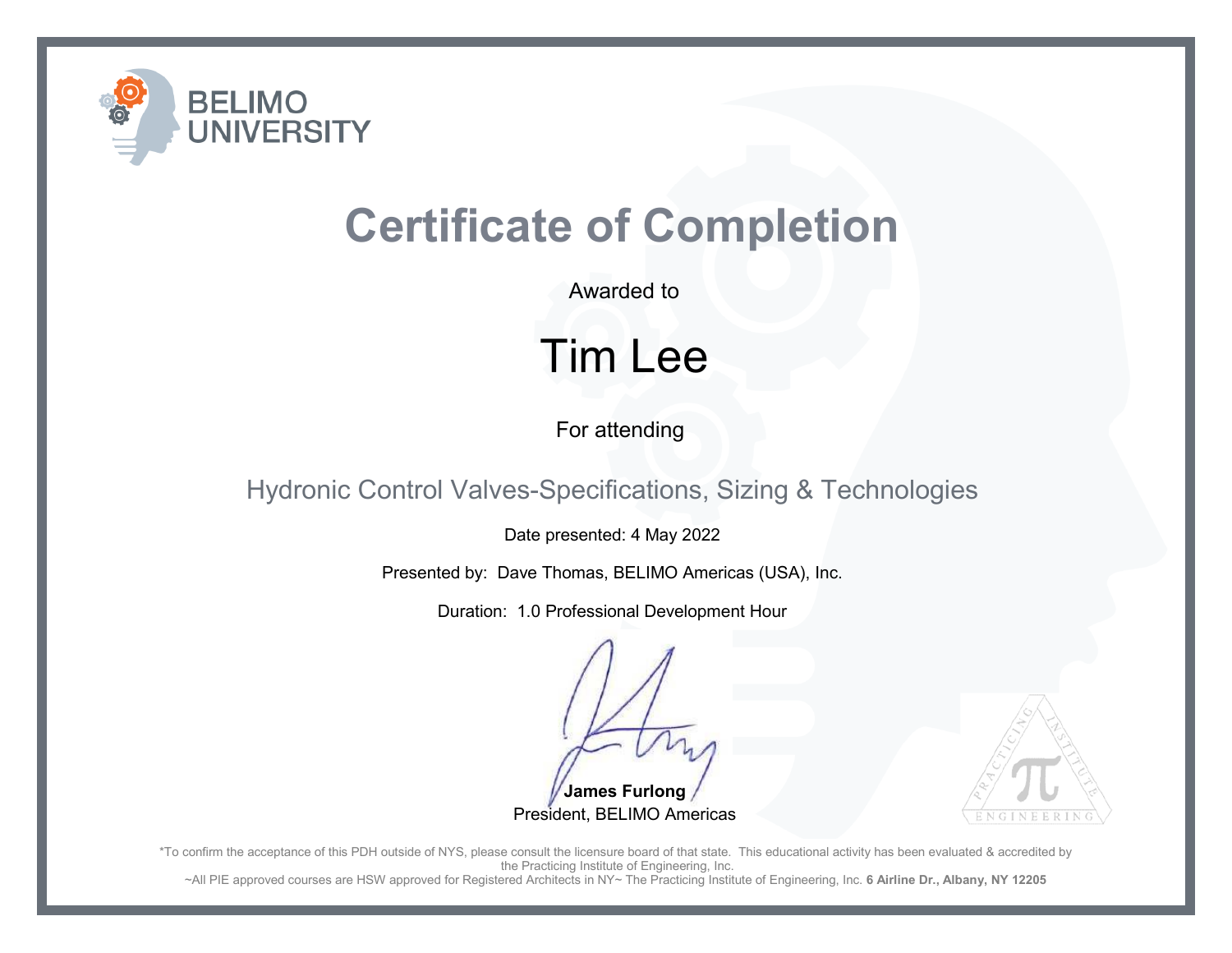BELIMO UNIVERSITY

# Certificate of Completion

Awarded to

## Tim Lee

For attending

### Hydronic Control Valves-Specifications, Sizing & Technologies

Date presented: 4 May 2022

Presented by: Dave Thomas, BELIMO Americas (USA), Inc.

Duration: 1.0 Professional Development Hour

**James Furlong**
President, BELIMO Americas

PRACTICING INSTITUTE ENGINEERING

*To confirm the acceptance of this PDH outside of NYS, please consult the licensure board of that state. This educational activity has been evaluated & accredited by the Practicing Institute of Engineering, Inc.
~All PIE approved courses are HSW approved for Registered Architects in NY~ The Practicing Institute of Engineering, Inc. **6 Airline Dr., Albany, NY 12205**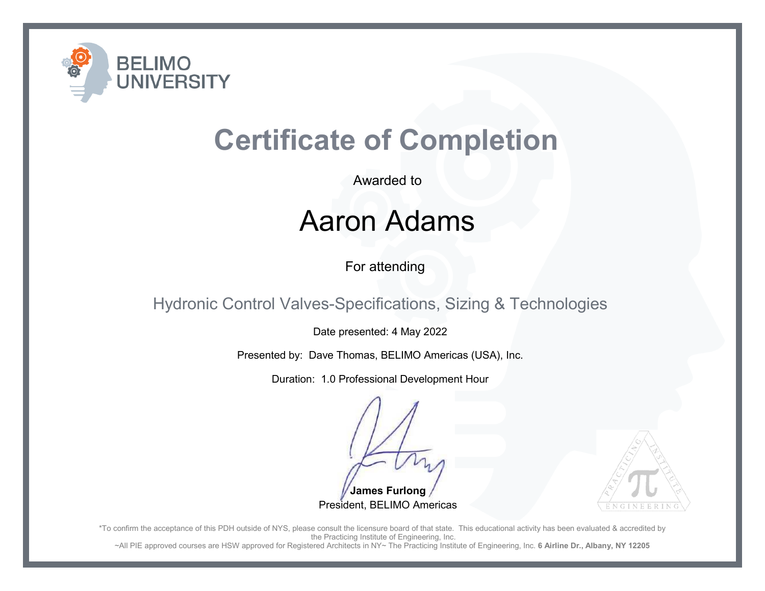BELIMO UNIVERSITY

# Certificate of Completion

Awarded to

## Aaron Adams

For attending

### Hydronic Control Valves-Specifications, Sizing & Technologies

Date presented: 4 May 2022

Presented by: Dave Thomas, BELIMO Americas (USA), Inc.

Duration: 1.0 Professional Development Hour

**James Furlong**
President, BELIMO Americas

PRACTICING INSTITUTE ENGINEERING

*To confirm the acceptance of this PDH outside of NYS, please consult the licensure board of that state. This educational activity has been evaluated & accredited by the Practicing Institute of Engineering, Inc.
~All PIE approved courses are HSW approved for Registered Architects in NY~ The Practicing Institute of Engineering, Inc. **6 Airline Dr., Albany, NY 12205**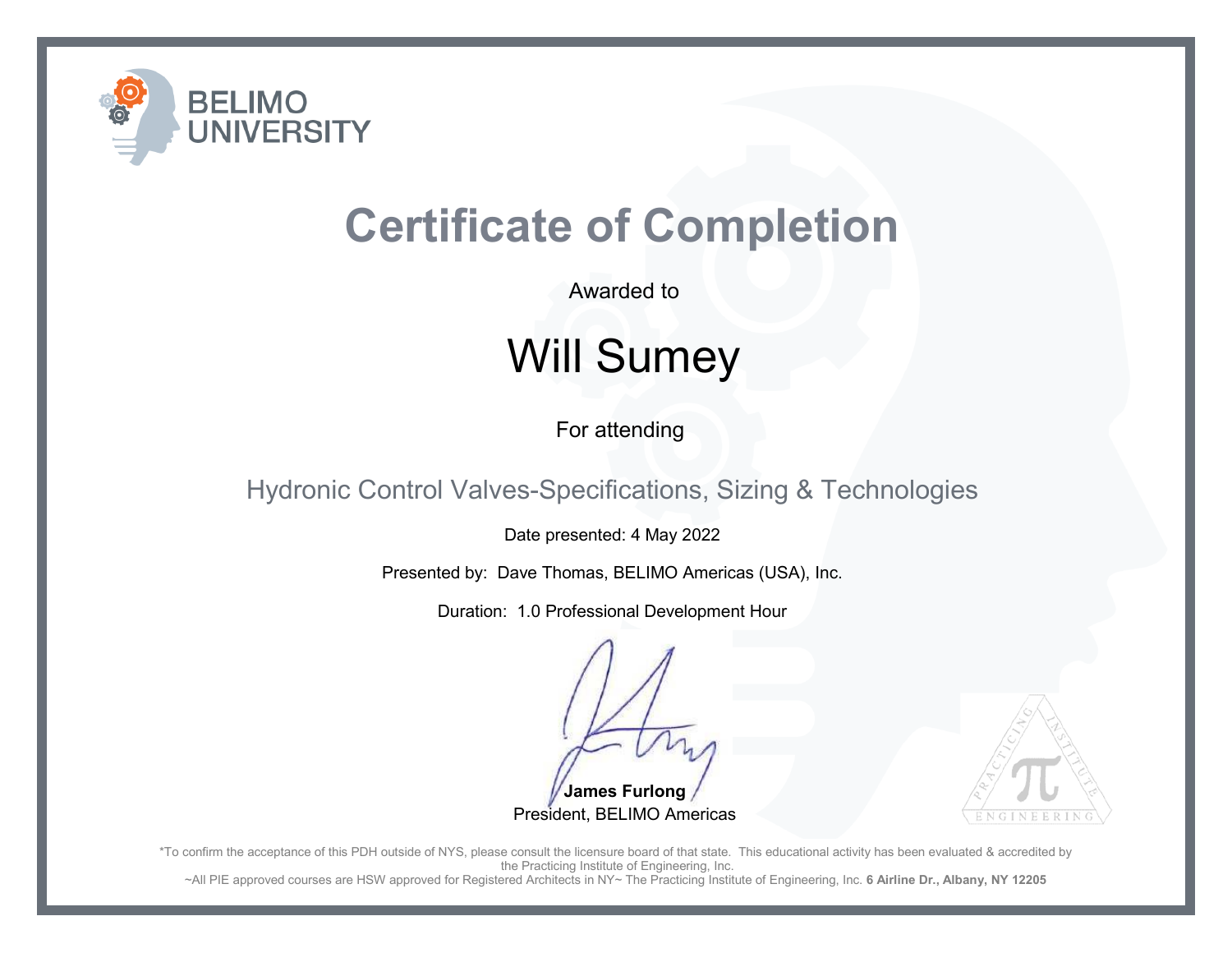BELIMO UNIVERSITY

# Certificate of Completion

Awarded to

## Will Sumey

For attending

### Hydronic Control Valves-Specifications, Sizing & Technologies

Date presented: 4 May 2022

Presented by: Dave Thomas, BELIMO Americas (USA), Inc.

Duration: 1.0 Professional Development Hour

**James Furlong**
President, BELIMO Americas

PRACTICING INSTITUTE ENGINEERING

*To confirm the acceptance of this PDH outside of NYS, please consult the licensure board of that state. This educational activity has been evaluated & accredited by the Practicing Institute of Engineering, Inc.
~All PIE approved courses are HSW approved for Registered Architects in NY~ The Practicing Institute of Engineering, Inc. **6 Airline Dr., Albany, NY 12205**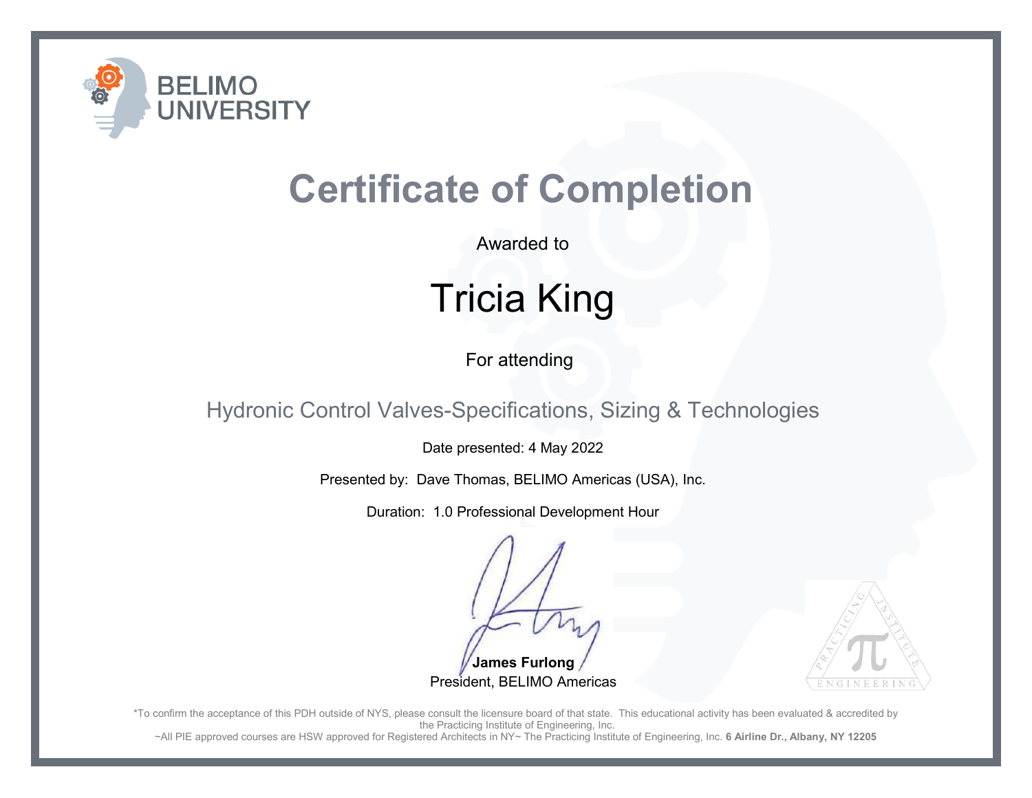BELIMO UNIVERSITY

# Certificate of Completion

Awarded to

## Tricia King

For attending

### Hydronic Control Valves-Specifications, Sizing & Technologies

Date presented: 4 May 2022

Presented by: Dave Thomas, BELIMO Americas (USA), Inc.

Duration: 1.0 Professional Development Hour

**James Furlong**
President, BELIMO Americas

PRACTICING INSTITUTE ENGINEERING

*To confirm the acceptance of this PDH outside of NYS, please consult the licensure board of that state. This educational activity has been evaluated & accredited by the Practicing Institute of Engineering, Inc.

~All PIE approved courses are HSW approved for Registered Architects in NY~ The Practicing Institute of Engineering, Inc. **6 Airline Dr., Albany, NY 12205**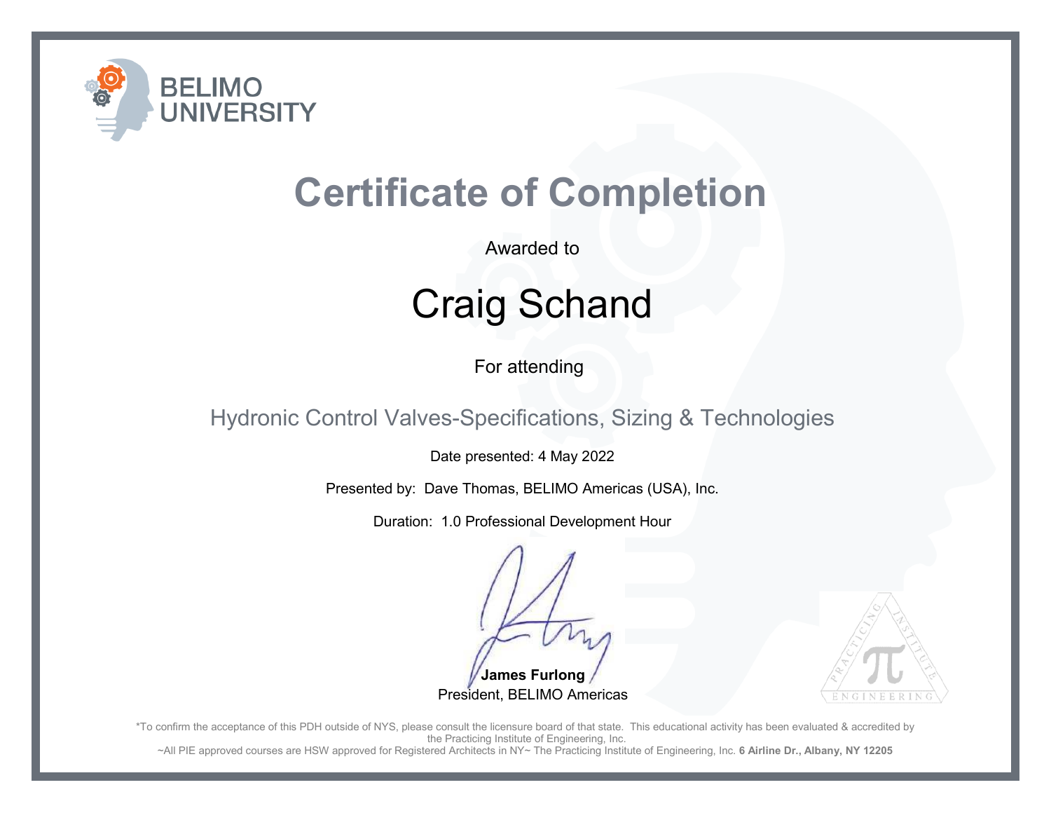BELIMO UNIVERSITY

# Certificate of Completion

Awarded to

## Craig Schand

For attending

Hydronic Control Valves-Specifications, Sizing & Technologies

Date presented: 4 May 2022

Presented by: Dave Thomas, BELIMO Americas (USA), Inc.

Duration: 1.0 Professional Development Hour

**James Furlong**
President, BELIMO Americas

PRACTICING INSTITUTE ENGINEERING

*To confirm the acceptance of this PDH outside of NYS, please consult the licensure board of that state. This educational activity has been evaluated & accredited by the Practicing Institute of Engineering, Inc.
~All PIE approved courses are HSW approved for Registered Architects in NY~ The Practicing Institute of Engineering, Inc. **6 Airline Dr., Albany, NY 12205**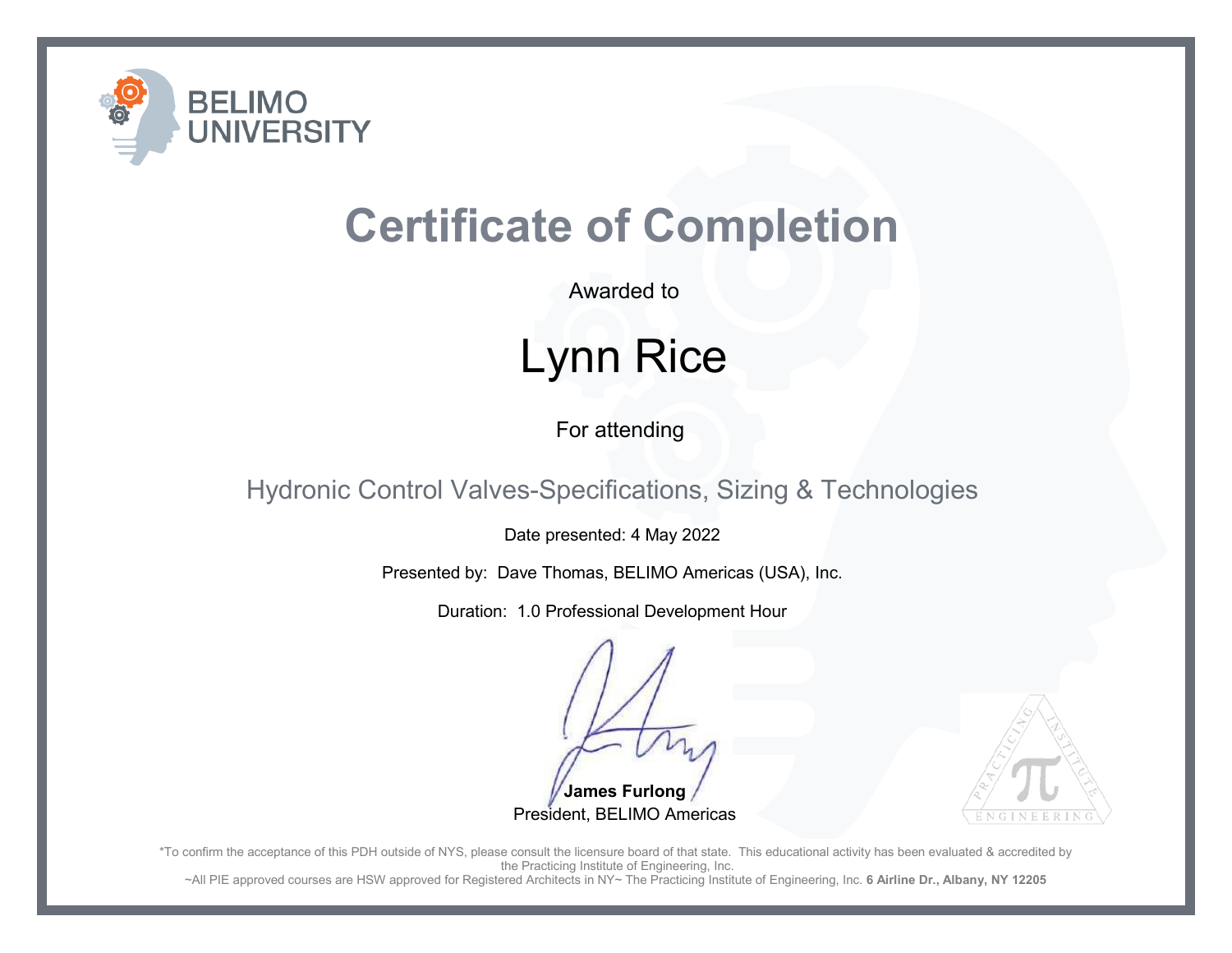BELIMO UNIVERSITY

# Certificate of Completion

Awarded to

## Lynn Rice

For attending

### Hydronic Control Valves-Specifications, Sizing & Technologies

Date presented: 4 May 2022

Presented by: Dave Thomas, BELIMO Americas (USA), Inc.

Duration: 1.0 Professional Development Hour

**James Furlong**
President, BELIMO Americas

PRACTICING INSTITUTE ENGINEERING

*To confirm the acceptance of this PDH outside of NYS, please consult the licensure board of that state. This educational activity has been evaluated & accredited by the Practicing Institute of Engineering, Inc.

~All PIE approved courses are HSW approved for Registered Architects in NY~ The Practicing Institute of Engineering, Inc. **6 Airline Dr., Albany, NY 12205**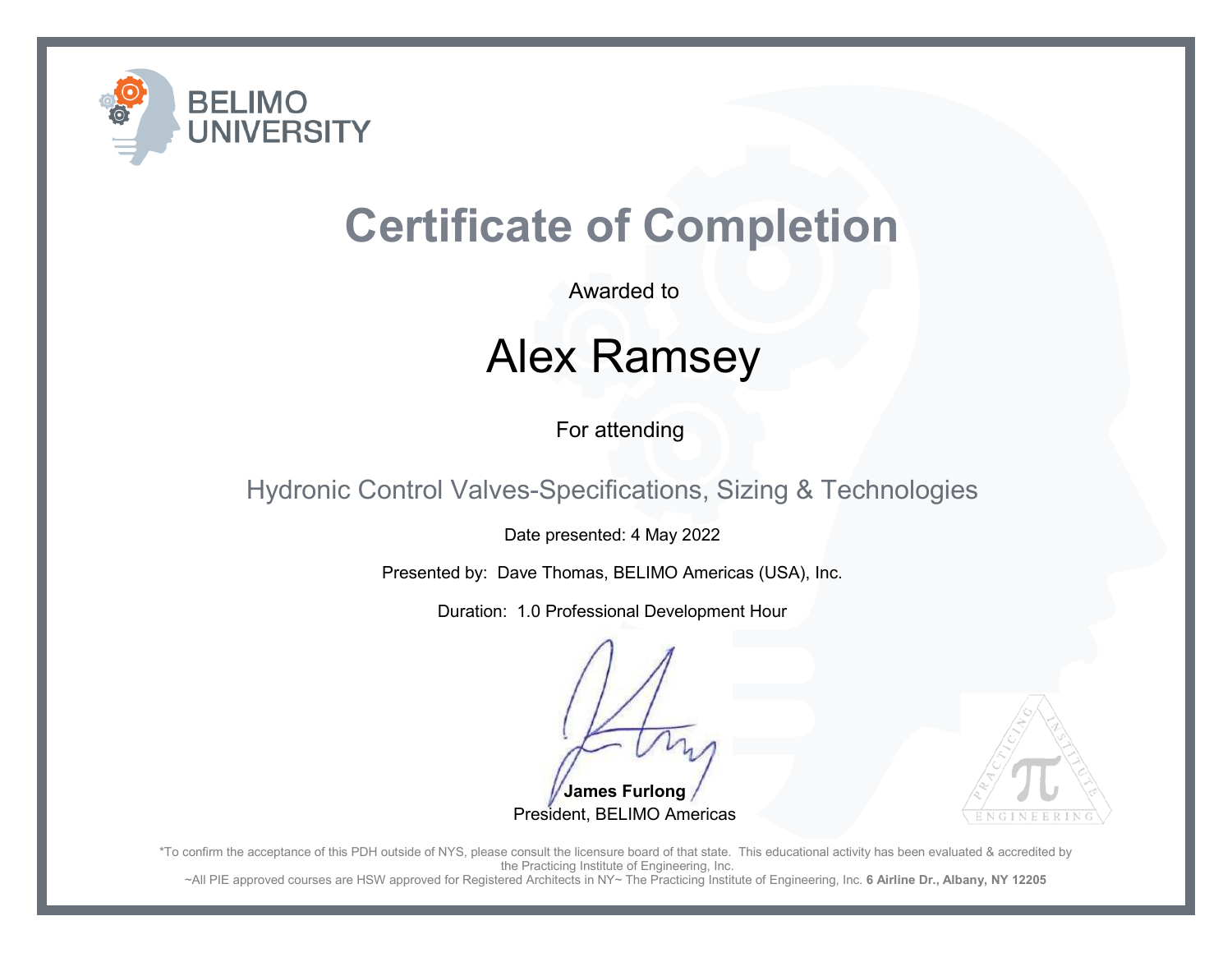BELIMO UNIVERSITY

# Certificate of Completion

Awarded to

## Alex Ramsey

For attending

### Hydronic Control Valves-Specifications, Sizing & Technologies

Date presented: 4 May 2022

Presented by: Dave Thomas, BELIMO Americas (USA), Inc.

Duration: 1.0 Professional Development Hour

**James Furlong**
President, BELIMO Americas

PRACTICING INSTITUTE ENGINEERING

*To confirm the acceptance of this PDH outside of NYS, please consult the licensure board of that state. This educational activity has been evaluated & accredited by the Practicing Institute of Engineering, Inc.
~All PIE approved courses are HSW approved for Registered Architects in NY~ The Practicing Institute of Engineering, Inc. **6 Airline Dr., Albany, NY 12205**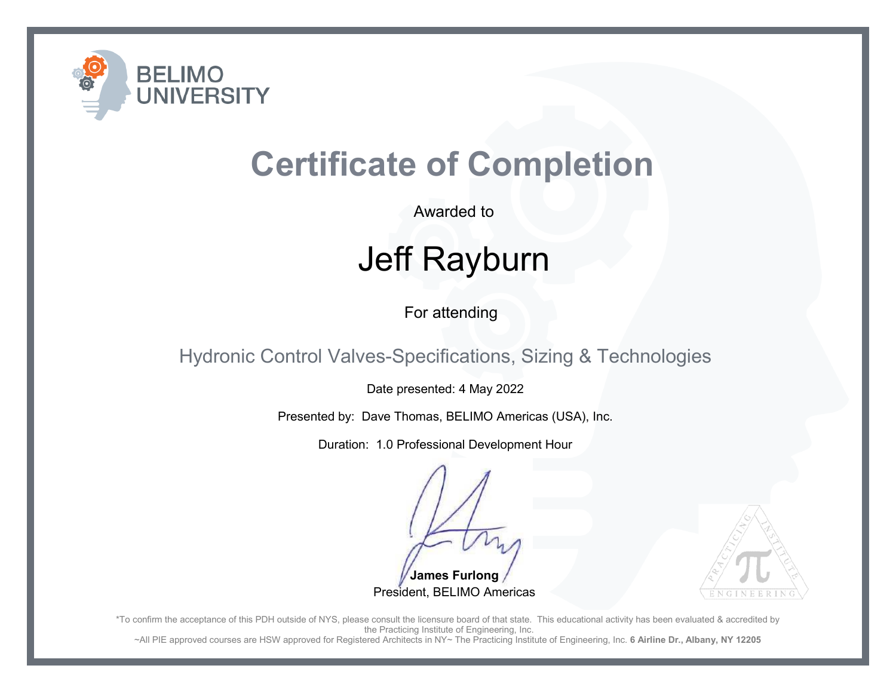BELIMO UNIVERSITY

# Certificate of Completion

Awarded to

## Jeff Rayburn

For attending

### Hydronic Control Valves-Specifications, Sizing & Technologies

Date presented: 4 May 2022

Presented by: Dave Thomas, BELIMO Americas (USA), Inc.

Duration: 1.0 Professional Development Hour

**James Furlong**
President, BELIMO Americas

PRACTICING INSTITUTE ENGINEERING

*To confirm the acceptance of this PDH outside of NYS, please consult the licensure board of that state. This educational activity has been evaluated & accredited by the Practicing Institute of Engineering, Inc.

~All PIE approved courses are HSW approved for Registered Architects in NY~ The Practicing Institute of Engineering, Inc. **6 Airline Dr., Albany, NY 12205**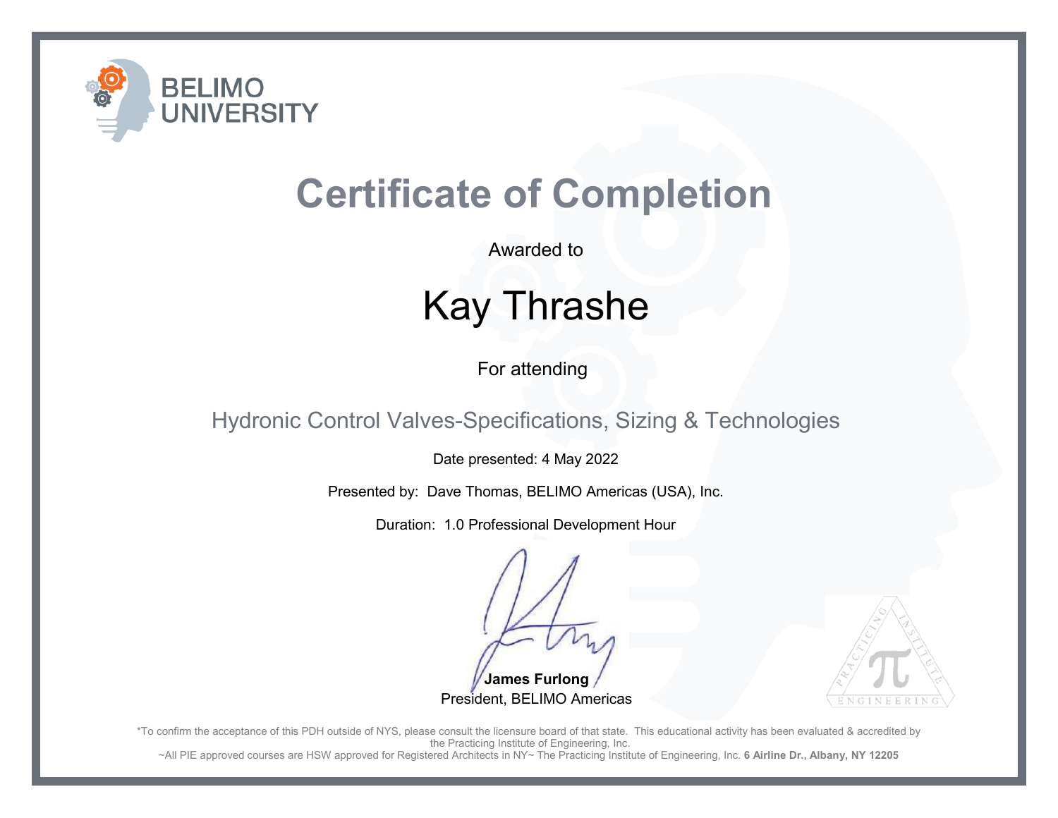BELIMO UNIVERSITY

# Certificate of Completion

Awarded to

## Kay Thrashe

For attending

### Hydronic Control Valves-Specifications, Sizing & Technologies

Date presented: 4 May 2022

Presented by: Dave Thomas, BELIMO Americas (USA), Inc.

Duration: 1.0 Professional Development Hour

**James Furlong**
President, BELIMO Americas

PRACTICING INSTITUTE ENGINEERING

*To confirm the acceptance of this PDH outside of NYS, please consult the licensure board of that state. This educational activity has been evaluated & accredited by the Practicing Institute of Engineering, Inc.

~All PIE approved courses are HSW approved for Registered Architects in NY~ The Practicing Institute of Engineering, Inc. **6 Airline Dr., Albany, NY 12205**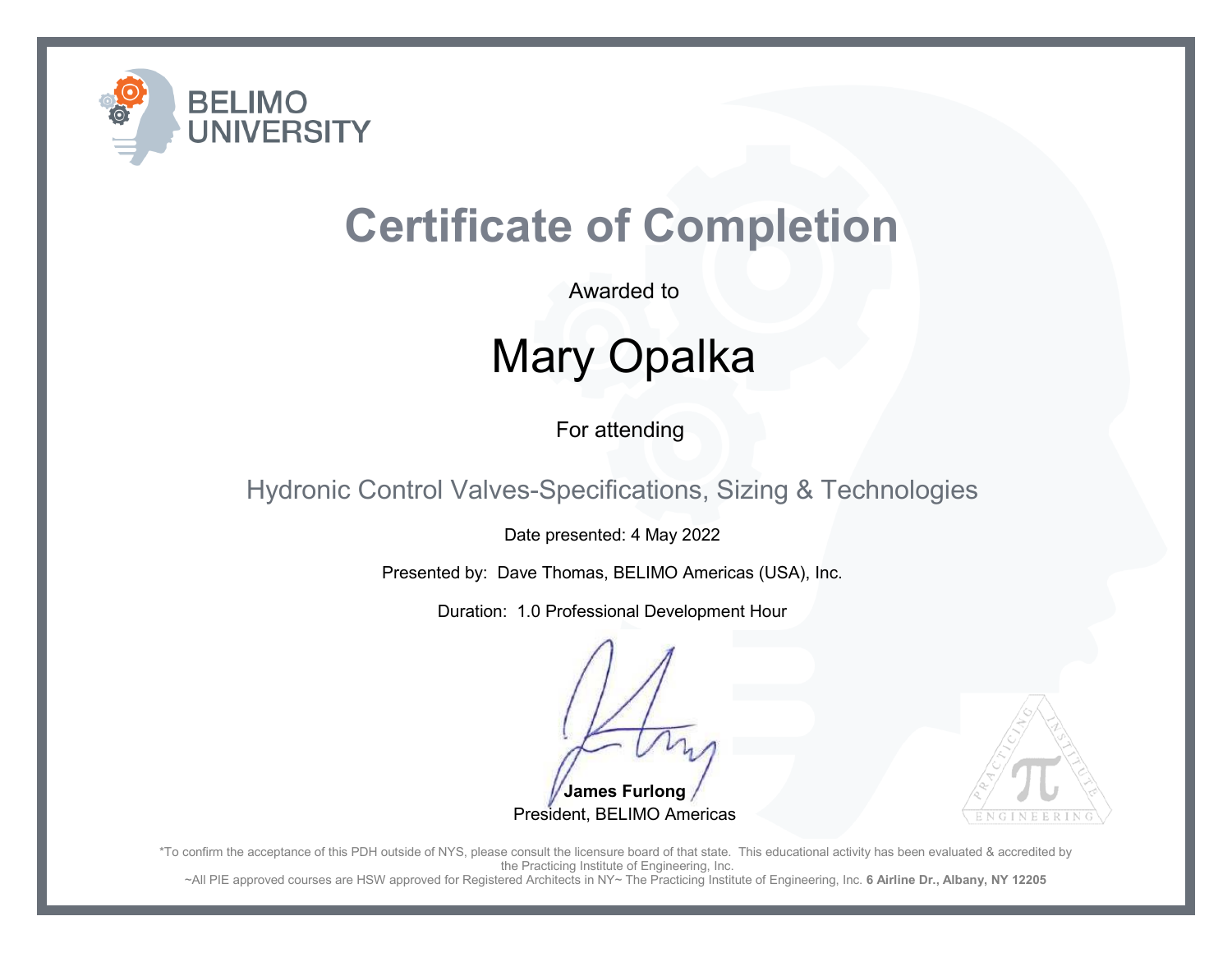BELIMO UNIVERSITY

# Certificate of Completion

Awarded to

## Mary Opalka

For attending

### Hydronic Control Valves-Specifications, Sizing & Technologies

Date presented: 4 May 2022

Presented by: Dave Thomas, BELIMO Americas (USA), Inc.

Duration: 1.0 Professional Development Hour

**James Furlong**
President, BELIMO Americas

PRACTICING INSTITUTE ENGINEERING

*To confirm the acceptance of this PDH outside of NYS, please consult the licensure board of that state. This educational activity has been evaluated & accredited by the Practicing Institute of Engineering, Inc.
~All PIE approved courses are HSW approved for Registered Architects in NY~ The Practicing Institute of Engineering, Inc. **6 Airline Dr., Albany, NY 12205**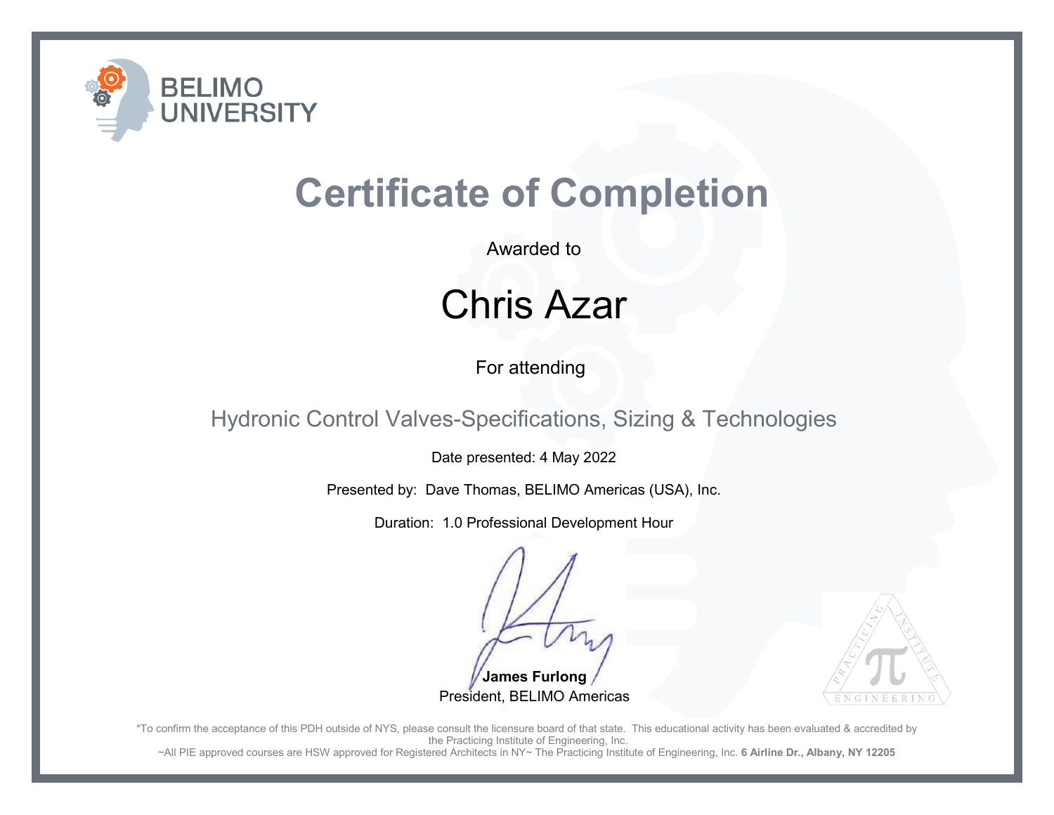BELIMO UNIVERSITY

# Certificate of Completion

Awarded to

## Chris Azar

For attending

### Hydronic Control Valves-Specifications, Sizing & Technologies

Date presented: 4 May 2022

Presented by: Dave Thomas, BELIMO Americas (USA), Inc.

Duration: 1.0 Professional Development Hour

**James Furlong**
President, BELIMO Americas

PRACTICING INSTITUTE ENGINEERING

*To confirm the acceptance of this PDH outside of NYS, please consult the licensure board of that state. This educational activity has been evaluated & accredited by the Practicing Institute of Engineering, Inc.
~All PIE approved courses are HSW approved for Registered Architects in NY~ The Practicing Institute of Engineering, Inc. **6 Airline Dr., Albany, NY 12205**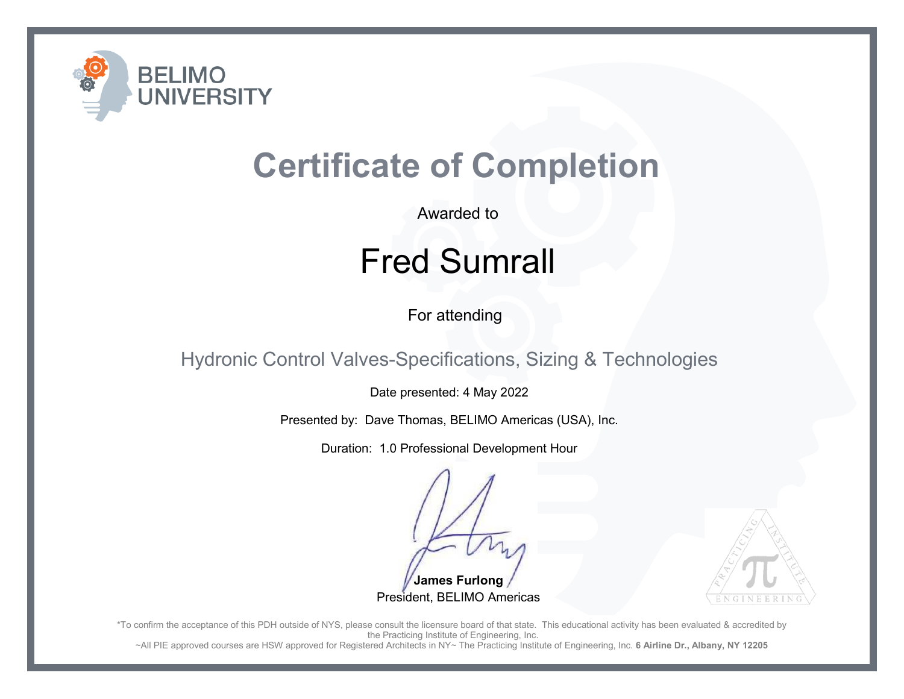BELIMO UNIVERSITY

# Certificate of Completion

Awarded to

## Fred Sumrall

For attending

### Hydronic Control Valves-Specifications, Sizing & Technologies

Date presented: 4 May 2022

Presented by: Dave Thomas, BELIMO Americas (USA), Inc.

Duration: 1.0 Professional Development Hour

**James Furlong**
President, BELIMO Americas

PRACTICING INSTITUTE ENGINEERING

*To confirm the acceptance of this PDH outside of NYS, please consult the licensure board of that state. This educational activity has been evaluated & accredited by the Practicing Institute of Engineering, Inc.

~All PIE approved courses are HSW approved for Registered Architects in NY~ The Practicing Institute of Engineering, Inc. **6 Airline Dr., Albany, NY 12205**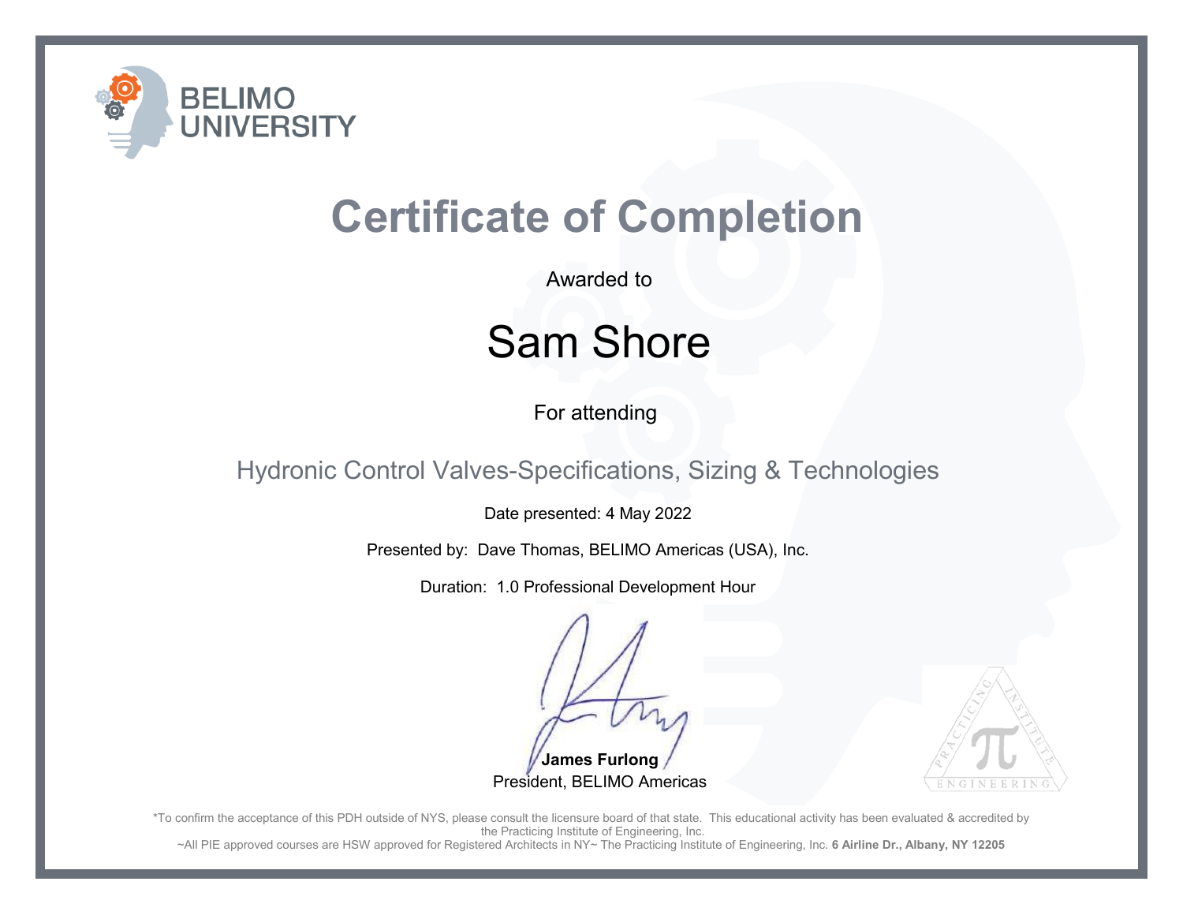BELIMO UNIVERSITY

# Certificate of Completion

Awarded to

## Sam Shore

For attending

### Hydronic Control Valves-Specifications, Sizing & Technologies

Date presented: 4 May 2022

Presented by: Dave Thomas, BELIMO Americas (USA), Inc.

Duration: 1.0 Professional Development Hour

**James Furlong**
President, BELIMO Americas

PRACTICING INSTITUTE ENGINEERING

*To confirm the acceptance of this PDH outside of NYS, please consult the licensure board of that state. This educational activity has been evaluated & accredited by the Practicing Institute of Engineering, Inc.
~All PIE approved courses are HSW approved for Registered Architects in NY~ The Practicing Institute of Engineering, Inc. **6 Airline Dr., Albany, NY 12205**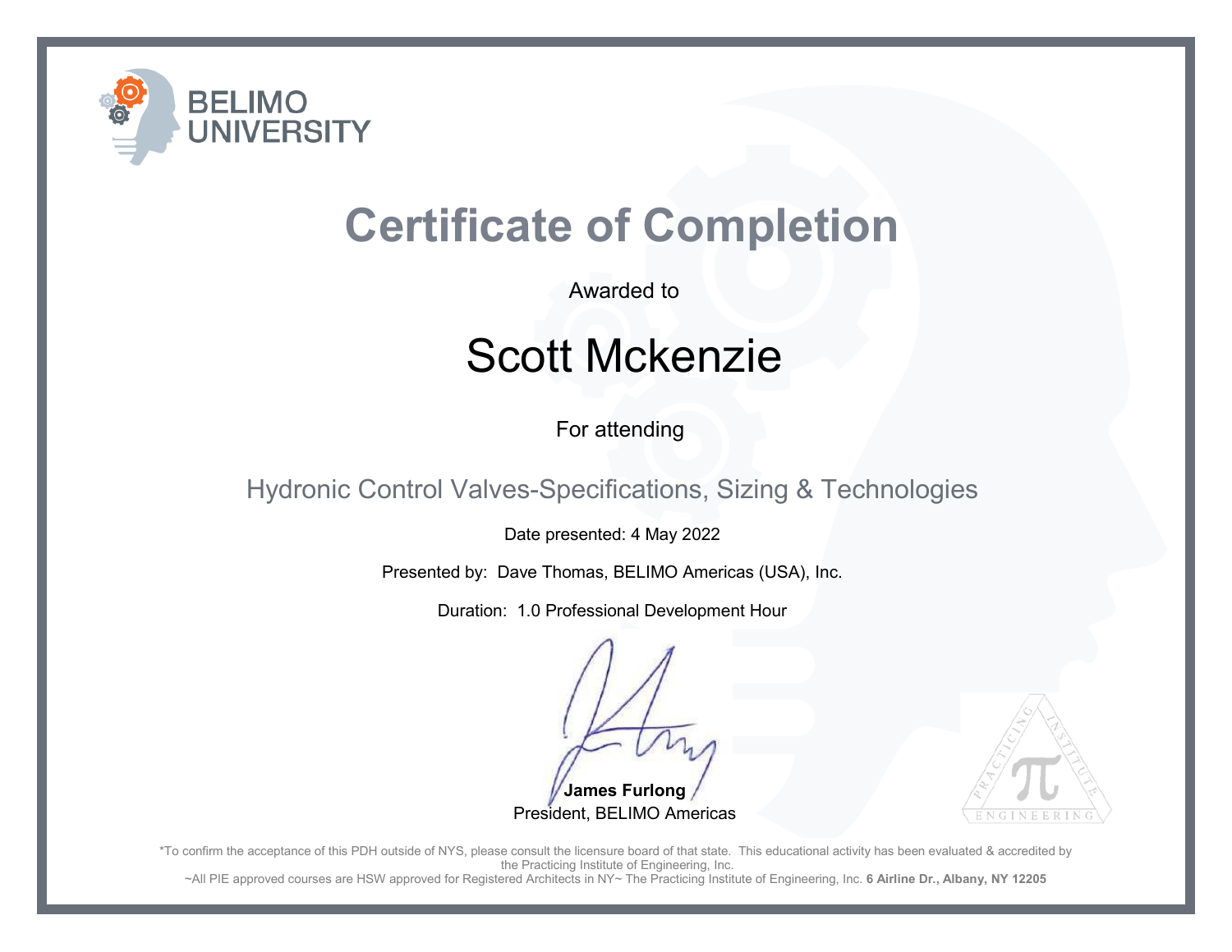BELIMO UNIVERSITY

# Certificate of Completion

Awarded to

## Scott Mckenzie

For attending

Hydronic Control Valves-Specifications, Sizing & Technologies

Date presented: 4 May 2022

Presented by: Dave Thomas, BELIMO Americas (USA), Inc.

Duration: 1.0 Professional Development Hour

**James Furlong**
President, BELIMO Americas

PRACTICING INSTITUTE ENGINEERING

*To confirm the acceptance of this PDH outside of NYS, please consult the licensure board of that state. This educational activity has been evaluated & accredited by the Practicing Institute of Engineering, Inc.

~All PIE approved courses are HSW approved for Registered Architects in NY~ The Practicing Institute of Engineering, Inc. **6 Airline Dr., Albany, NY 12205**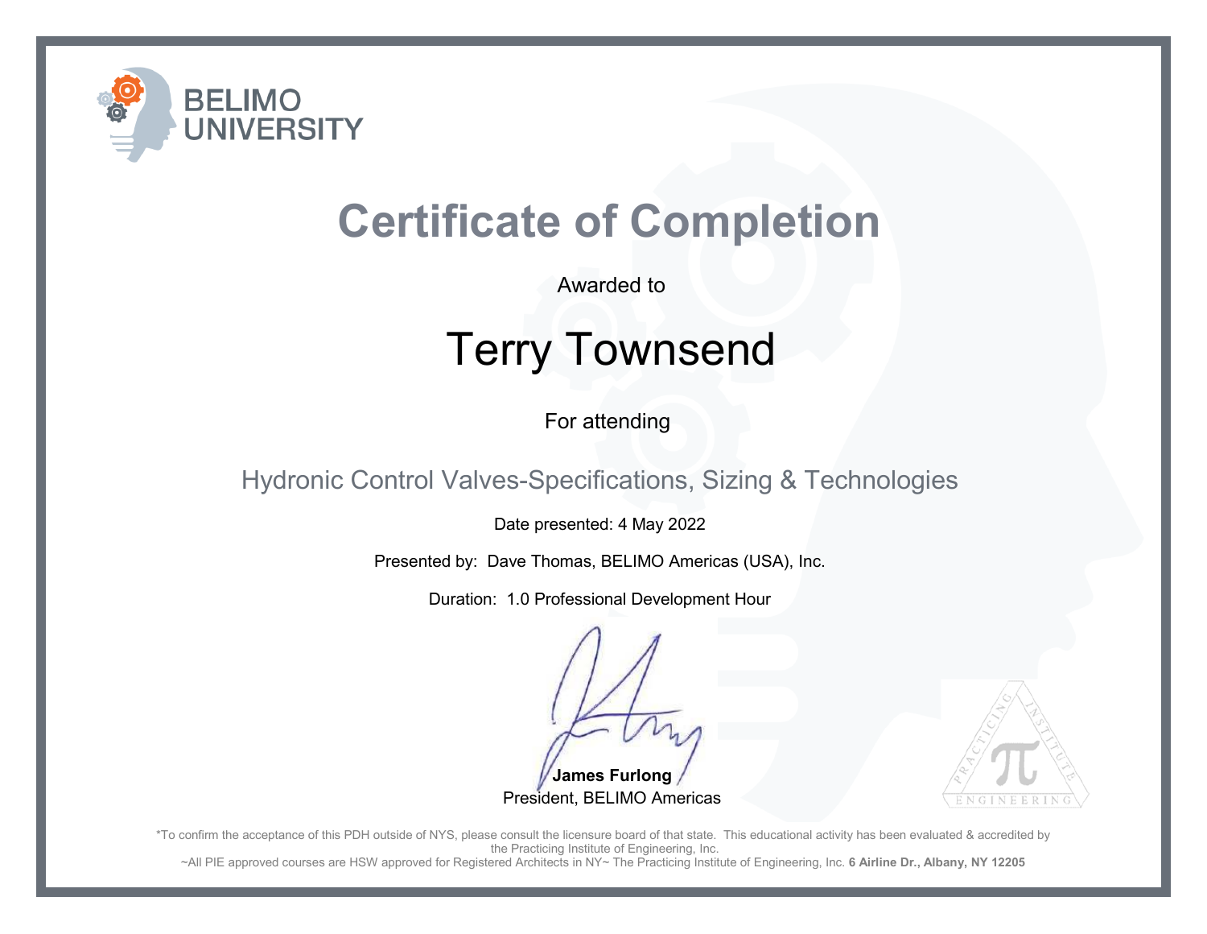BELIMO UNIVERSITY

# Certificate of Completion

Awarded to

## Terry Townsend

For attending

### Hydronic Control Valves-Specifications, Sizing & Technologies

Date presented: 4 May 2022

Presented by: Dave Thomas, BELIMO Americas (USA), Inc.

Duration: 1.0 Professional Development Hour

**James Furlong**
President, BELIMO Americas

PRACTICING INSTITUTE ENGINEERING

*To confirm the acceptance of this PDH outside of NYS, please consult the licensure board of that state. This educational activity has been evaluated & accredited by the Practicing Institute of Engineering, Inc.

~All PIE approved courses are HSW approved for Registered Architects in NY~ The Practicing Institute of Engineering, Inc. **6 Airline Dr., Albany, NY 12205**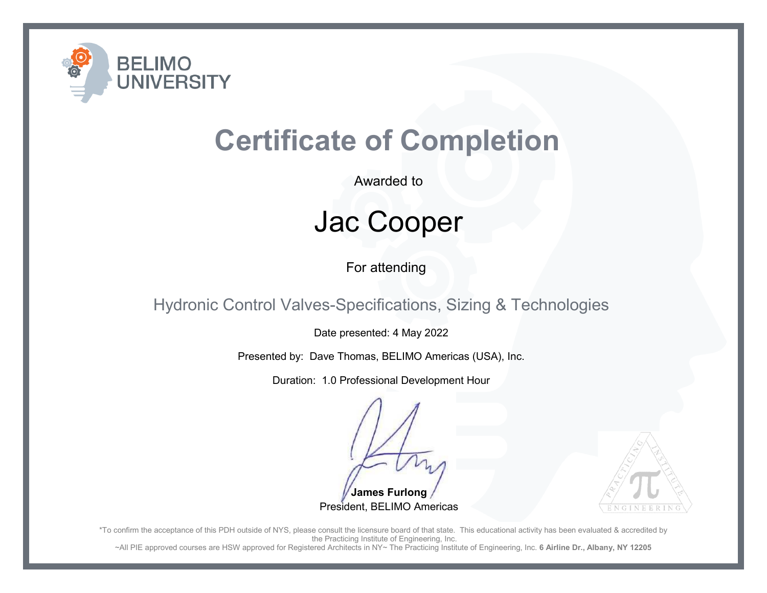BELIMO UNIVERSITY

# Certificate of Completion

Awarded to

## Jac Cooper

For attending

### Hydronic Control Valves-Specifications, Sizing & Technologies

Date presented: 4 May 2022

Presented by: Dave Thomas, BELIMO Americas (USA), Inc.

Duration: 1.0 Professional Development Hour

**James Furlong**
President, BELIMO Americas

PRACTICING INSTITUTE ENGINEERING

*To confirm the acceptance of this PDH outside of NYS, please consult the licensure board of that state. This educational activity has been evaluated & accredited by the Practicing Institute of Engineering, Inc.
~All PIE approved courses are HSW approved for Registered Architects in NY~ The Practicing Institute of Engineering, Inc. **6 Airline Dr., Albany, NY 12205**